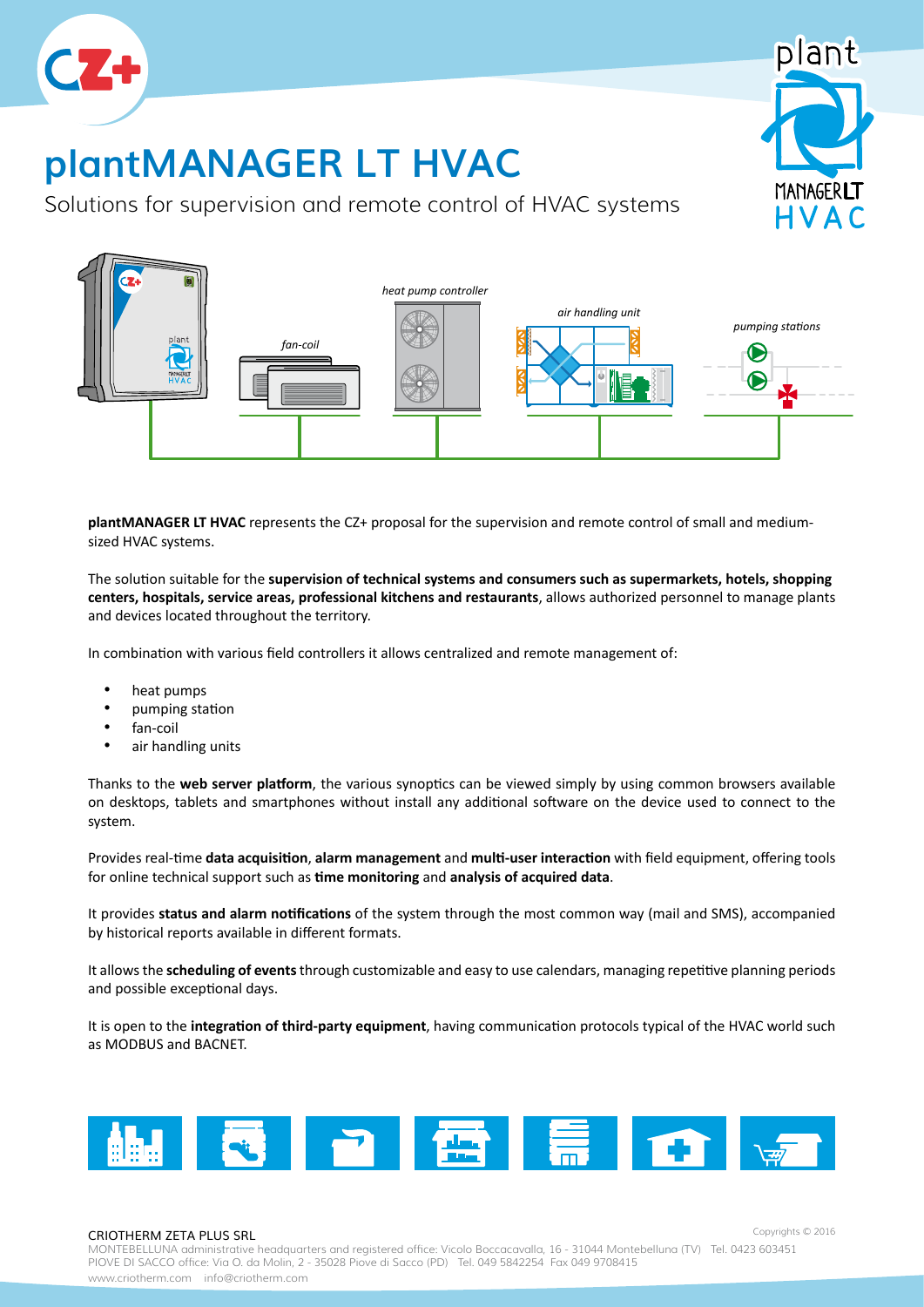# plantMANAGER LT HVAC

Solutions for supervision and remote control of HVAC systems

*heat pump controller*

*air handling unit*

*pumping stations*

*fan-coil*

**plantMANAGER LT HVAC** represents the CZ+ proposal for the supervision and remote control of small and medium-sized HVAC systems.

The solution suitable for the **supervision of technical systems and consumers such as supermarkets, hotels, shopping centers, hospitals, service areas, professional kitchens and restaurants**, allows authorized personnel to manage plants and devices located throughout the territory.

In combination with various field controllers it allows centralized and remote management of:

- heat pumps
- pumping station
- fan-coil
- air handling units

Thanks to the **web server platform**, the various synoptics can be viewed simply by using common browsers available on desktops, tablets and smartphones without install any additional software on the device used to connect to the system.

Provides real-time **data acquisition**, **alarm management** and **multi-user interaction** with field equipment, offering tools for online technical support such as **time monitoring** and **analysis of acquired data**.

It provides **status and alarm notifications** of the system through the most common way (mail and SMS), accompanied by historical reports available in different formats.

It allows the **scheduling of events** through customizable and easy to use calendars, managing repetitive planning periods and possible exceptional days.

It is open to the **integration of third-party equipment**, having communication protocols typical of the HVAC world such as MODBUS and BACNET.

CRIOTHERM ZETA PLUS SRL

MONTEBELLUNA administrative headquarters and registered office: Vicolo Boccacavalla, 16 - 31044 Montebelluna (TV) Tel. 0423 603451
PIOVE DI SACCO office: Via O. da Molin, 2 - 35028 Piove di Sacco (PD) Tel. 049 5842254 Fax 049 9708415
www.criotherm.com info@criotherm.com

Copyrights © 2016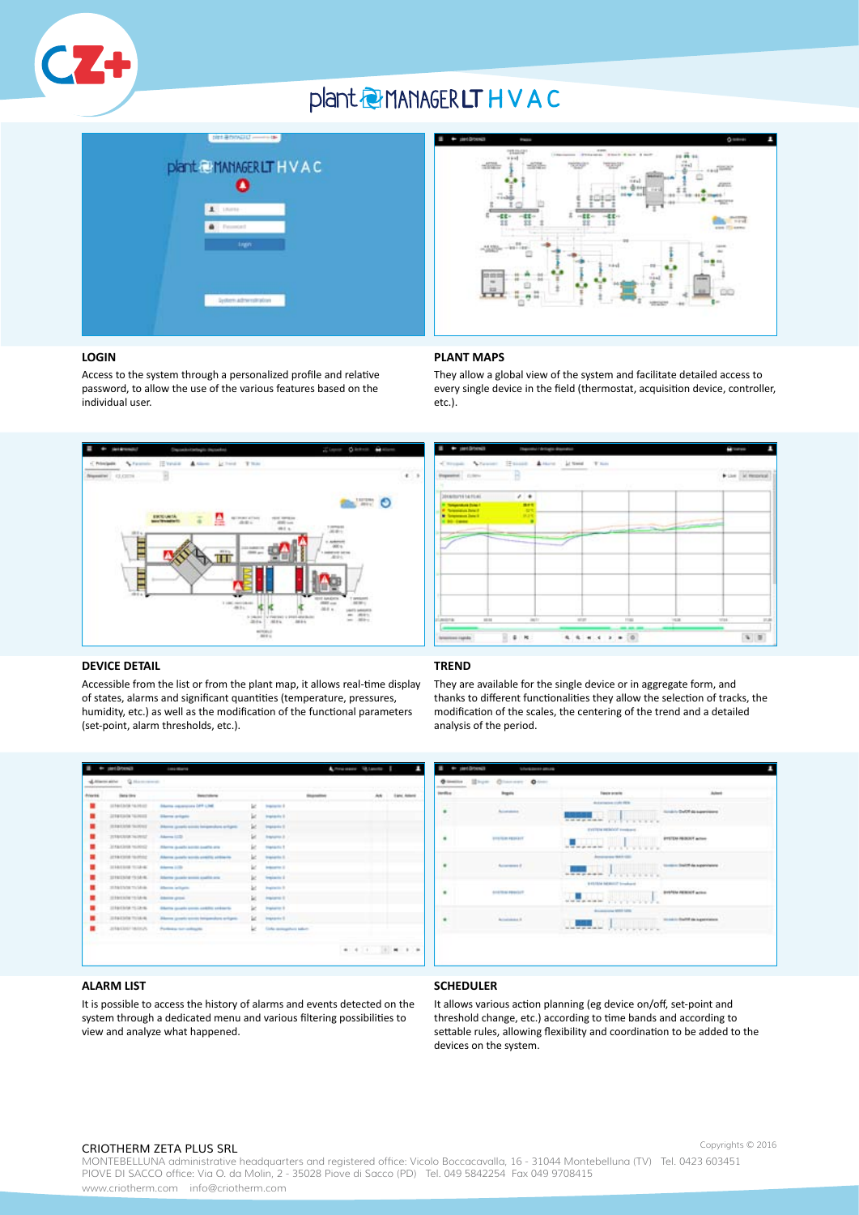# plant MANAGER LT HVAC

## LOGIN

Access to the system through a personalized profile and relative password, to allow the use of the various features based on the individual user.

## PLANT MAPS

They allow a global view of the system and facilitate detailed access to every single device in the field (thermostat, acquisition device, controller, etc.).

## DEVICE DETAIL

Accessible from the list or from the plant map, it allows real-time display of states, alarms and significant quantities (temperature, pressures, humidity, etc.) as well as the modification of the functional parameters (set-point, alarm thresholds, etc.).

## TREND

They are available for the single device or in aggregate form, and thanks to different functionalities they allow the selection of tracks, the modification of the scales, the centering of the trend and a detailed analysis of the period.

## ALARM LIST

It is possible to access the history of alarms and events detected on the system through a dedicated menu and various filtering possibilities to view and analyze what happened.

## SCHEDULER

It allows various action planning (eg device on/off, set-point and threshold change, etc.) according to time bands and according to settable rules, allowing flexibility and coordination to be added to the devices on the system.

CRIOTHERM ZETA PLUS SRL

MONTEBELLUNA administrative headquarters and registered office: Vicolo Boccacavalla, 16 - 31044 Montebelluna (TV) Tel. 0423 603451
PIOVE DI SACCO office: Via O. da Molin, 2 - 35028 Piove di Sacco (PD) Tel. 049 5842254 Fax 049 9708415
www.criotherm.com info@criotherm.com

Copyrights © 2016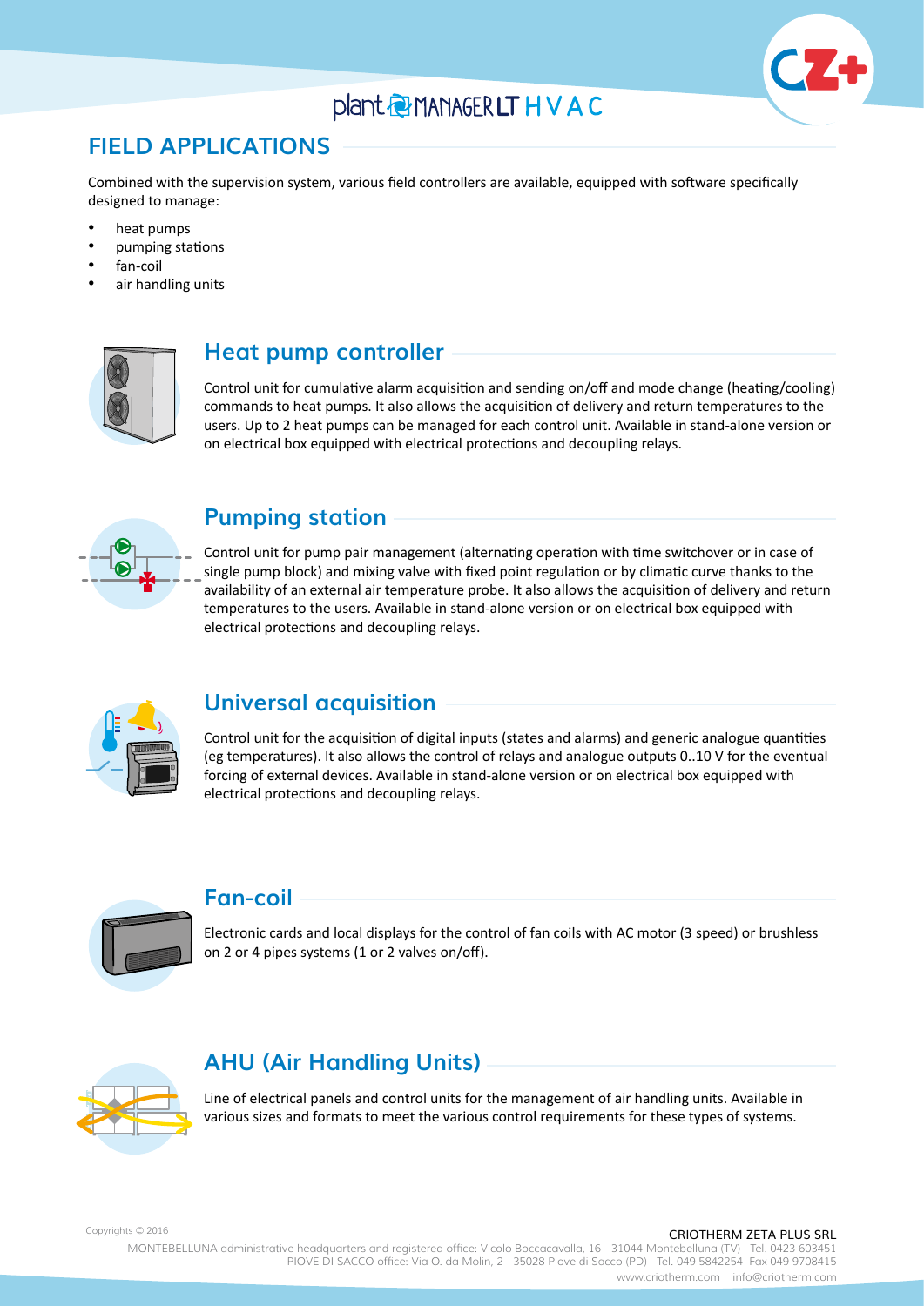# FIELD APPLICATIONS

Combined with the supervision system, various field controllers are available, equipped with software specifically designed to manage:

- heat pumps
- pumping stations
- fan-coil
- air handling units

## Heat pump controller

Control unit for cumulative alarm acquisition and sending on/off and mode change (heating/cooling) commands to heat pumps. It also allows the acquisition of delivery and return temperatures to the users. Up to 2 heat pumps can be managed for each control unit. Available in stand-alone version or on electrical box equipped with electrical protections and decoupling relays.

## Pumping station

Control unit for pump pair management (alternating operation with time switchover or in case of single pump block) and mixing valve with fixed point regulation or by climatic curve thanks to the availability of an external air temperature probe. It also allows the acquisition of delivery and return temperatures to the users. Available in stand-alone version or on electrical box equipped with electrical protections and decoupling relays.

## Universal acquisition

Control unit for the acquisition of digital inputs (states and alarms) and generic analogue quantities (eg temperatures). It also allows the control of relays and analogue outputs 0..10 V for the eventual forcing of external devices. Available in stand-alone version or on electrical box equipped with electrical protections and decoupling relays.

## Fan-coil

Electronic cards and local displays for the control of fan coils with AC motor (3 speed) or brushless on 2 or 4 pipes systems (1 or 2 valves on/off).

## AHU (Air Handling Units)

Line of electrical panels and control units for the management of air handling units. Available in various sizes and formats to meet the various control requirements for these types of systems.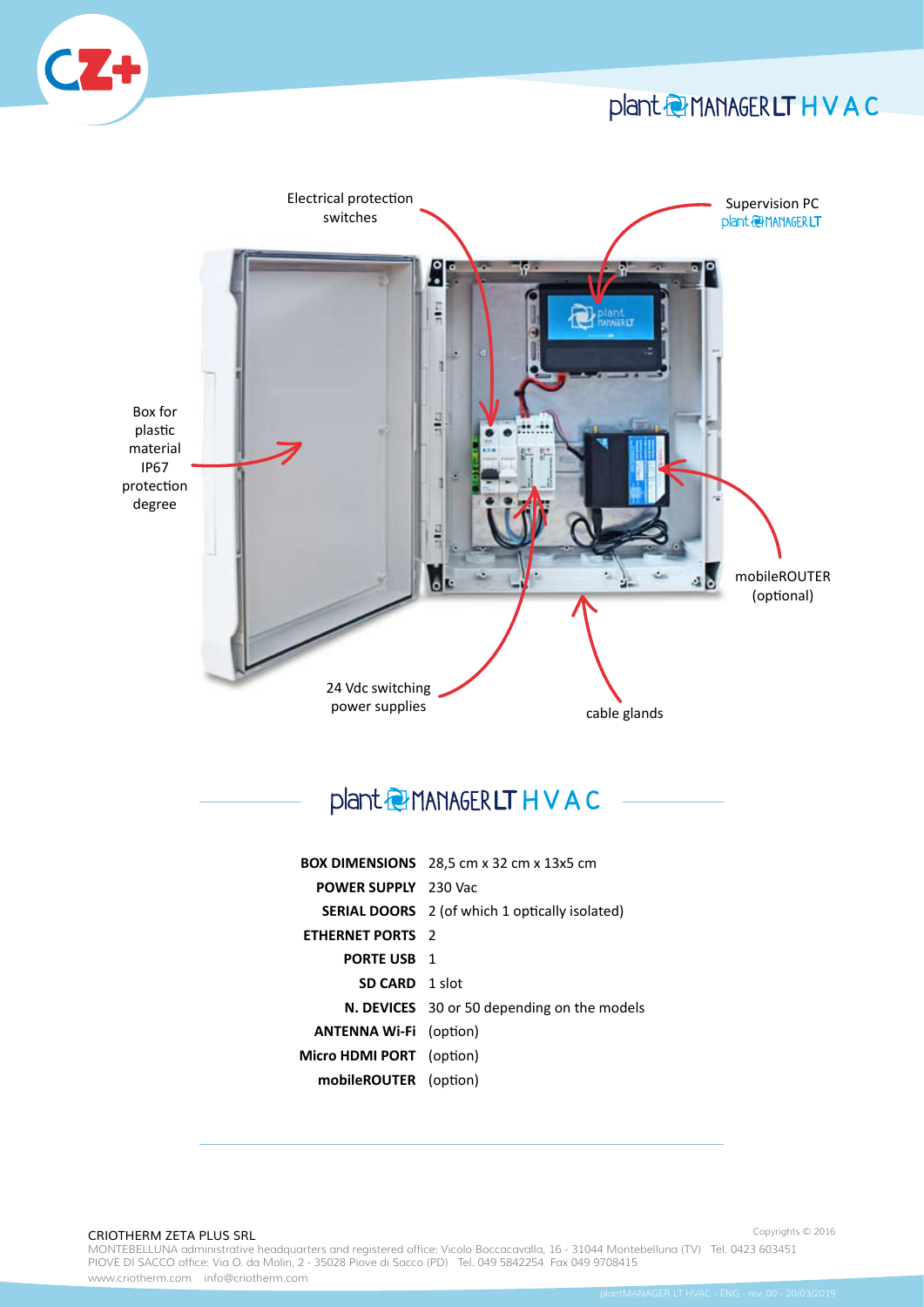# plantMANAGERLT HVAC

Electrical protection switches

Supervision PC plantMANAGERLT

Box for plastic material IP67 protection degree

mobileROUTER (optional)

24 Vdc switching power supplies

cable glands

## plantMANAGERLT HVAC

| | |
|---|---|
| **BOX DIMENSIONS** | 28,5 cm x 32 cm x 13x5 cm |
| **POWER SUPPLY** | 230 Vac |
| **SERIAL DOORS** | 2 (of which 1 optically isolated) |
| **ETHERNET PORTS** | 2 |
| **PORTE USB** | 1 |
| **SD CARD** | 1 slot |
| **N. DEVICES** | 30 or 50 depending on the models |
| **ANTENNA Wi-Fi** | (option) |
| **Micro HDMI PORT** | (option) |
| **mobileROUTER** | (option) |

CRIOTHERM ZETA PLUS SRL

MONTEBELLUNA administrative headquarters and registered office: Vicolo Boccacavalla, 16 - 31044 Montebelluna (TV) Tel. 0423 603451
PIOVE DI SACCO office: Via O. da Molin, 2 - 35028 Piove di Sacco (PD) Tel. 049 5842254 Fax 049 9708415
www.criotherm.com info@criotherm.com

Copyrights © 2016

plantMANAGER LT HVAC - ENG - rev. 00 - 20/03/2019